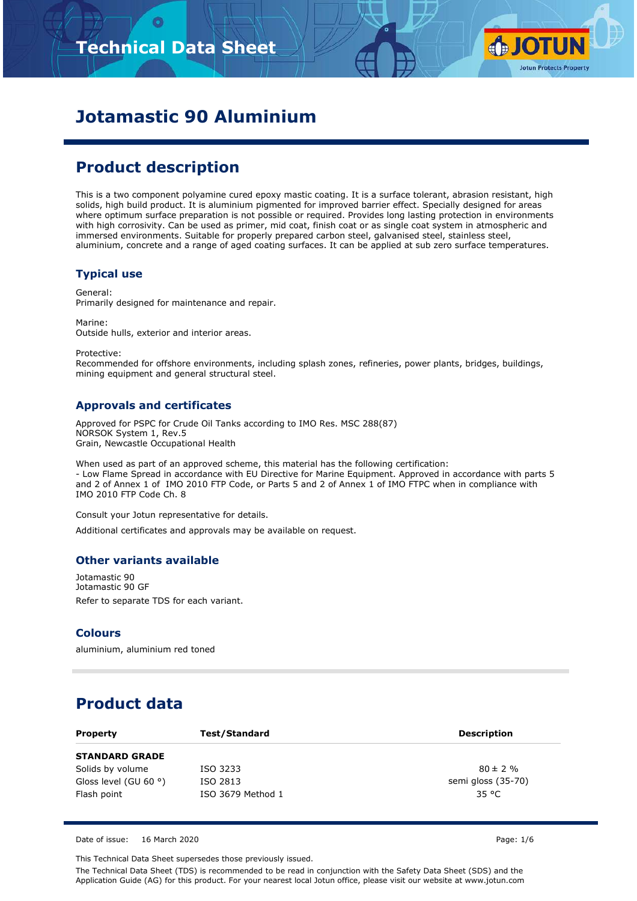# Technical Data Sheet

# Jotamastic 90 Aluminium

## Product description

This is a two component polyamine cured epoxy mastic coating. It is a surface tolerant, abrasion resistant, high solids, high build product. It is aluminium pigmented for improved barrier effect. Specially designed for areas where optimum surface preparation is not possible or required. Provides long lasting protection in environments with high corrosivity. Can be used as primer, mid coat, finish coat or as single coat system in atmospheric and immersed environments. Suitable for properly prepared carbon steel, galvanised steel, stainless steel, aluminium, concrete and a range of aged coating surfaces. It can be applied at sub zero surface temperatures.

### Typical use

General:
Primarily designed for maintenance and repair.

Marine:
Outside hulls, exterior and interior areas.

Protective:
Recommended for offshore environments, including splash zones, refineries, power plants, bridges, buildings, mining equipment and general structural steel.

### Approvals and certificates

Approved for PSPC for Crude Oil Tanks according to IMO Res. MSC 288(87)
NORSOK System 1, Rev.5
Grain, Newcastle Occupational Health

When used as part of an approved scheme, this material has the following certification:
- Low Flame Spread in accordance with EU Directive for Marine Equipment. Approved in accordance with parts 5 and 2 of Annex 1 of IMO 2010 FTP Code, or Parts 5 and 2 of Annex 1 of IMO FTPC when in compliance with IMO 2010 FTP Code Ch. 8

Consult your Jotun representative for details.

Additional certificates and approvals may be available on request.

### Other variants available

Jotamastic 90
Jotamastic 90 GF

Refer to separate TDS for each variant.

### Colours

aluminium, aluminium red toned

## Product data

| Property | Test/Standard | Description |
|---|---|---|
| **STANDARD GRADE** | | |
| Solids by volume | ISO 3233 | 80 ± 2 % |
| Gloss level (GU 60 °) | ISO 2813 | semi gloss (35-70) |
| Flash point | ISO 3679 Method 1 | 35 °C |

Date of issue: 16 March 2020

This Technical Data Sheet supersedes those previously issued.

The Technical Data Sheet (TDS) is recommended to be read in conjunction with the Safety Data Sheet (SDS) and the Application Guide (AG) for this product. For your nearest local Jotun office, please visit our website at www.jotun.com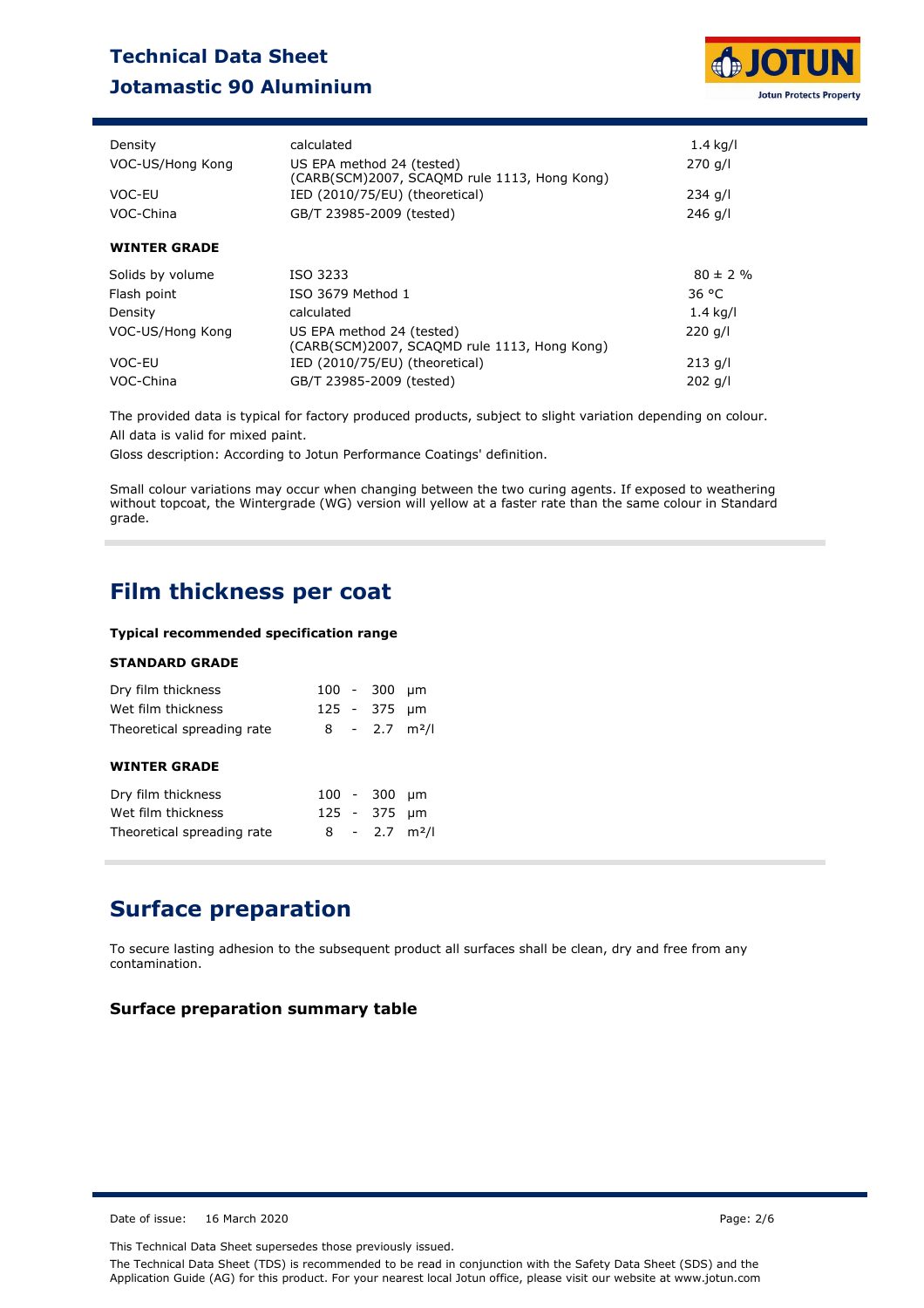| | | |
|---|---|---|
| Density | calculated | 1.4 kg/l |
| VOC-US/Hong Kong | US EPA method 24 (tested) (CARB(SCM)2007, SCAQMD rule 1113, Hong Kong) | 270 g/l |
| VOC-EU | IED (2010/75/EU) (theoretical) | 234 g/l |
| VOC-China | GB/T 23985-2009 (tested) | 246 g/l |

**WINTER GRADE**

| | | |
|---|---|---|
| Solids by volume | ISO 3233 | 80 ± 2 % |
| Flash point | ISO 3679 Method 1 | 36 °C |
| Density | calculated | 1.4 kg/l |
| VOC-US/Hong Kong | US EPA method 24 (tested) (CARB(SCM)2007, SCAQMD rule 1113, Hong Kong) | 220 g/l |
| VOC-EU | IED (2010/75/EU) (theoretical) | 213 g/l |
| VOC-China | GB/T 23985-2009 (tested) | 202 g/l |

The provided data is typical for factory produced products, subject to slight variation depending on colour.

All data is valid for mixed paint.

Gloss description: According to Jotun Performance Coatings' definition.

Small colour variations may occur when changing between the two curing agents. If exposed to weathering without topcoat, the Wintergrade (WG) version will yellow at a faster rate than the same colour in Standard grade.

## Film thickness per coat

**Typical recommended specification range**

**STANDARD GRADE**

| | | | | |
|---|---|---|---|---|
| Dry film thickness | 100 | - | 300 | µm |
| Wet film thickness | 125 | - | 375 | µm |
| Theoretical spreading rate | 8 | - | 2.7 | m²/l |

**WINTER GRADE**

| | | | | |
|---|---|---|---|---|
| Dry film thickness | 100 | - | 300 | µm |
| Wet film thickness | 125 | - | 375 | µm |
| Theoretical spreading rate | 8 | - | 2.7 | m²/l |

## Surface preparation

To secure lasting adhesion to the subsequent product all surfaces shall be clean, dry and free from any contamination.

### Surface preparation summary table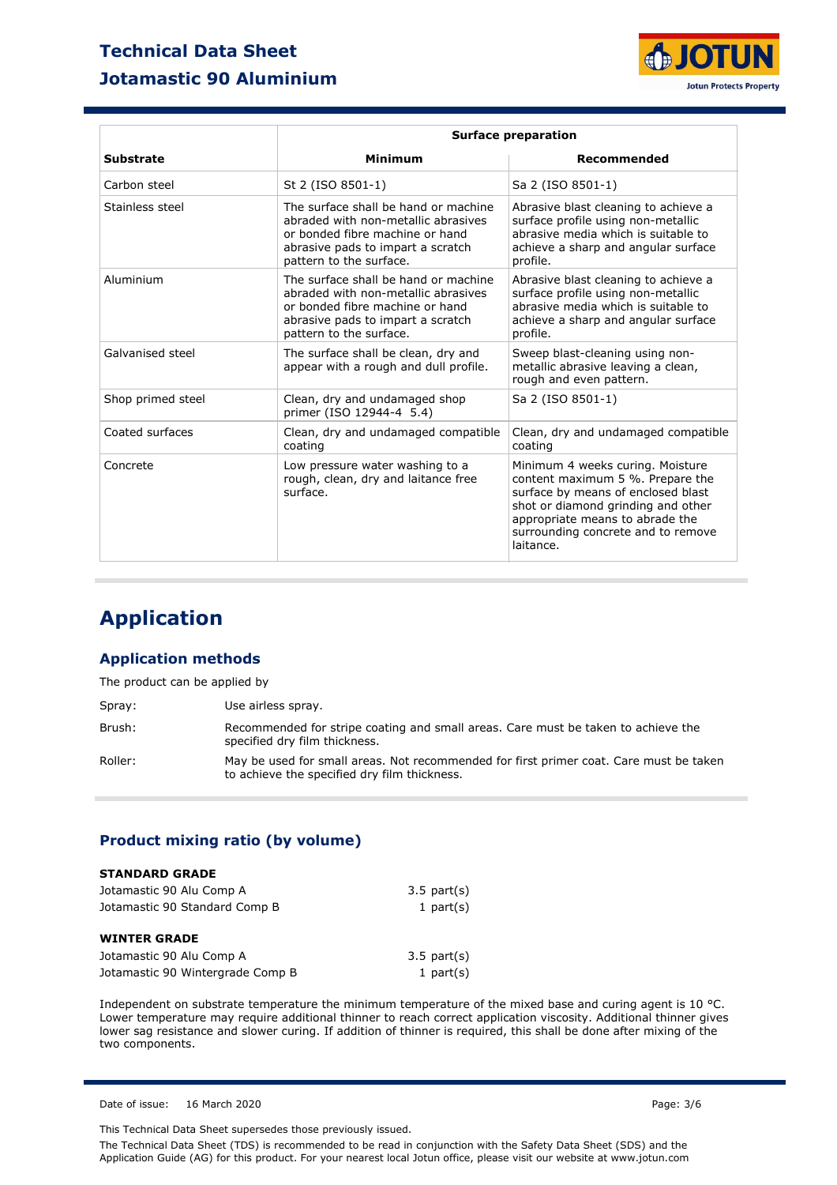| Substrate | Surface preparation | |
|---|---|---|
| | **Minimum** | **Recommended** |
| Carbon steel | St 2 (ISO 8501-1) | Sa 2 (ISO 8501-1) |
| Stainless steel | The surface shall be hand or machine abraded with non-metallic abrasives or bonded fibre machine or hand abrasive pads to impart a scratch pattern to the surface. | Abrasive blast cleaning to achieve a surface profile using non-metallic abrasive media which is suitable to achieve a sharp and angular surface profile. |
| Aluminium | The surface shall be hand or machine abraded with non-metallic abrasives or bonded fibre machine or hand abrasive pads to impart a scratch pattern to the surface. | Abrasive blast cleaning to achieve a surface profile using non-metallic abrasive media which is suitable to achieve a sharp and angular surface profile. |
| Galvanised steel | The surface shall be clean, dry and appear with a rough and dull profile. | Sweep blast-cleaning using non-metallic abrasive leaving a clean, rough and even pattern. |
| Shop primed steel | Clean, dry and undamaged shop primer (ISO 12944-4 5.4) | Sa 2 (ISO 8501-1) |
| Coated surfaces | Clean, dry and undamaged compatible coating | Clean, dry and undamaged compatible coating |
| Concrete | Low pressure water washing to a rough, clean, dry and laitance free surface. | Minimum 4 weeks curing. Moisture content maximum 5 %. Prepare the surface by means of enclosed blast shot or diamond grinding and other appropriate means to abrade the surrounding concrete and to remove laitance. |

# Application

## Application methods

The product can be applied by

Spray: Use airless spray.

Brush: Recommended for stripe coating and small areas. Care must be taken to achieve the specified dry film thickness.

Roller: May be used for small areas. Not recommended for first primer coat. Care must be taken to achieve the specified dry film thickness.

## Product mixing ratio (by volume)

**STANDARD GRADE**

| | |
|---|---|
| Jotamastic 90 Alu Comp A | 3.5 part(s) |
| Jotamastic 90 Standard Comp B | 1 part(s) |

**WINTER GRADE**

| | |
|---|---|
| Jotamastic 90 Alu Comp A | 3.5 part(s) |
| Jotamastic 90 Wintergrade Comp B | 1 part(s) |

Independent on substrate temperature the minimum temperature of the mixed base and curing agent is 10 °C. Lower temperature may require additional thinner to reach correct application viscosity. Additional thinner gives lower sag resistance and slower curing. If addition of thinner is required, this shall be done after mixing of the two components.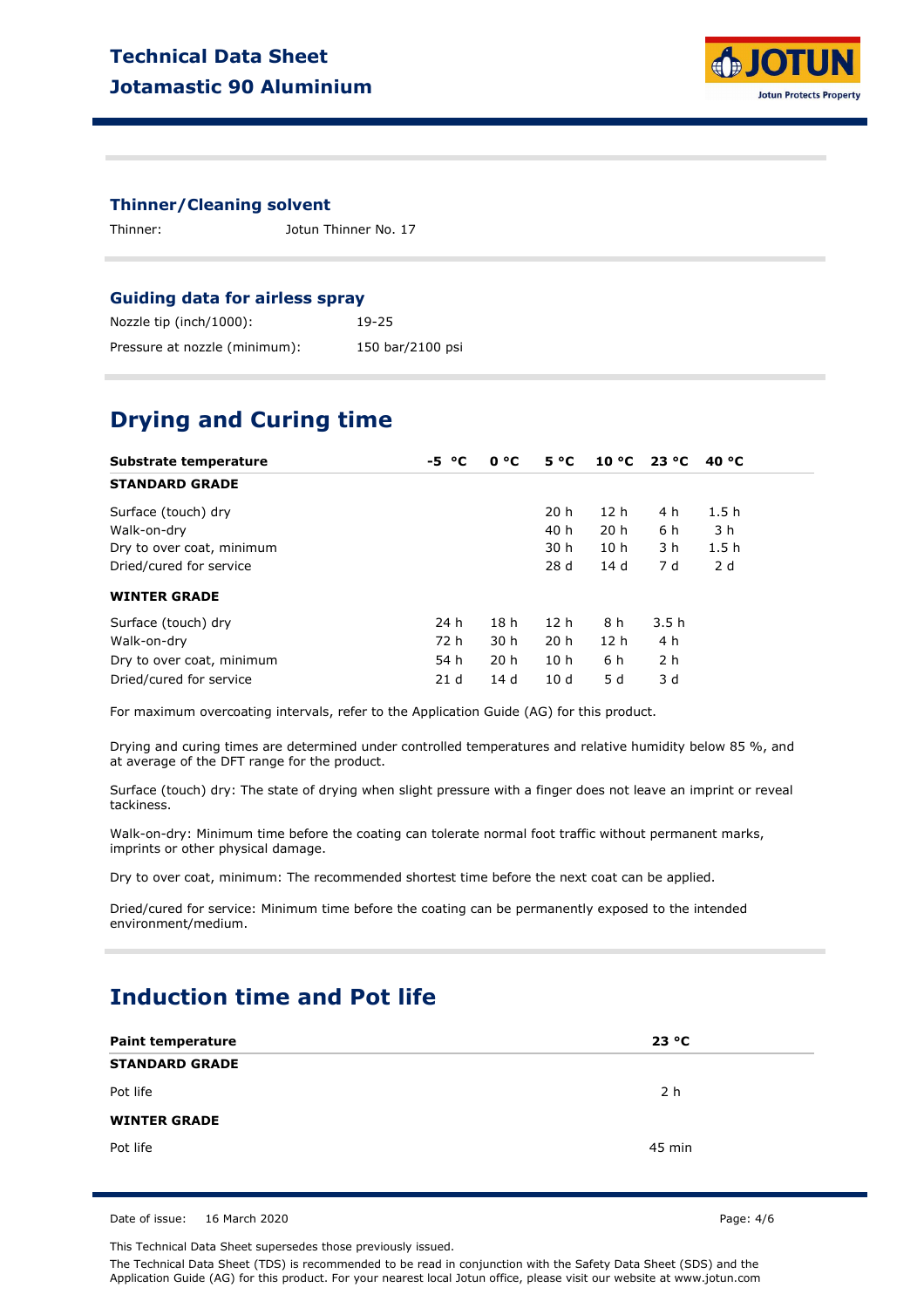### Thinner/Cleaning solvent

| | |
|---|---|
| Thinner: | Jotun Thinner No. 17 |

### Guiding data for airless spray

| | |
|---|---|
| Nozzle tip (inch/1000): | 19-25 |
| Pressure at nozzle (minimum): | 150 bar/2100 psi |

## Drying and Curing time

| Substrate temperature | -5 °C | 0 °C | 5 °C | 10 °C | 23 °C | 40 °C |
|---|---|---|---|---|---|---|
| **STANDARD GRADE** | | | | | | |
| Surface (touch) dry | | | 20 h | 12 h | 4 h | 1.5 h |
| Walk-on-dry | | | 40 h | 20 h | 6 h | 3 h |
| Dry to over coat, minimum | | | 30 h | 10 h | 3 h | 1.5 h |
| Dried/cured for service | | | 28 d | 14 d | 7 d | 2 d |
| **WINTER GRADE** | | | | | | |
| Surface (touch) dry | 24 h | 18 h | 12 h | 8 h | 3.5 h | |
| Walk-on-dry | 72 h | 30 h | 20 h | 12 h | 4 h | |
| Dry to over coat, minimum | 54 h | 20 h | 10 h | 6 h | 2 h | |
| Dried/cured for service | 21 d | 14 d | 10 d | 5 d | 3 d | |

For maximum overcoating intervals, refer to the Application Guide (AG) for this product.

Drying and curing times are determined under controlled temperatures and relative humidity below 85 %, and at average of the DFT range for the product.

Surface (touch) dry: The state of drying when slight pressure with a finger does not leave an imprint or reveal tackiness.

Walk-on-dry: Minimum time before the coating can tolerate normal foot traffic without permanent marks, imprints or other physical damage.

Dry to over coat, minimum: The recommended shortest time before the next coat can be applied.

Dried/cured for service: Minimum time before the coating can be permanently exposed to the intended environment/medium.

## Induction time and Pot life

| Paint temperature | 23 °C |
|---|---|
| **STANDARD GRADE** | |
| Pot life | 2 h |
| **WINTER GRADE** | |
| Pot life | 45 min |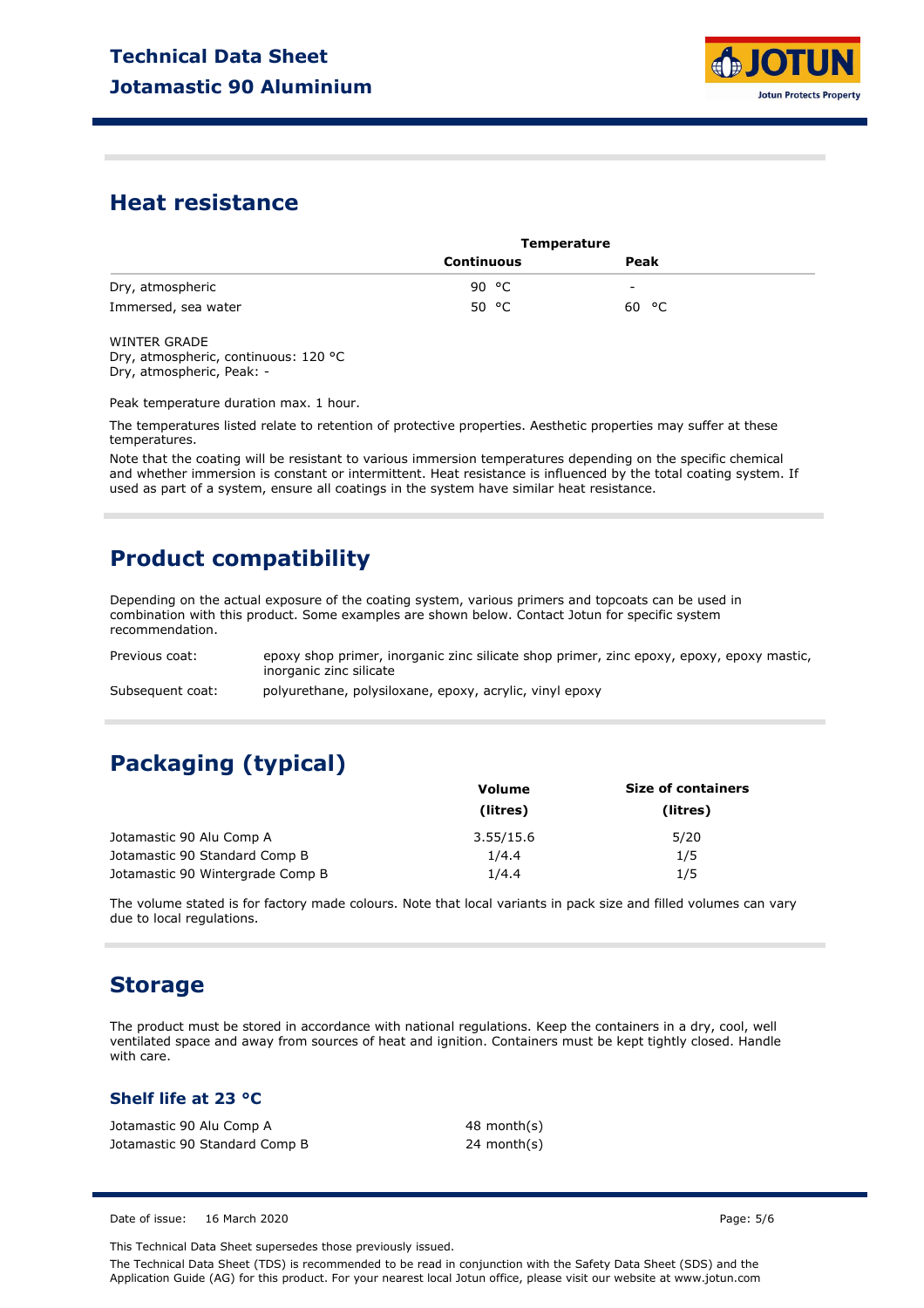## Heat resistance

| | Temperature | |
|---|---|---|
| | **Continuous** | **Peak** |
| Dry, atmospheric | 90 °C | - |
| Immersed, sea water | 50 °C | 60 °C |

WINTER GRADE
Dry, atmospheric, continuous: 120 °C
Dry, atmospheric, Peak: -

Peak temperature duration max. 1 hour.

The temperatures listed relate to retention of protective properties. Aesthetic properties may suffer at these temperatures.

Note that the coating will be resistant to various immersion temperatures depending on the specific chemical and whether immersion is constant or intermittent. Heat resistance is influenced by the total coating system. If used as part of a system, ensure all coatings in the system have similar heat resistance.

## Product compatibility

Depending on the actual exposure of the coating system, various primers and topcoats can be used in combination with this product. Some examples are shown below. Contact Jotun for specific system recommendation.

| | |
|---|---|
| Previous coat: | epoxy shop primer, inorganic zinc silicate shop primer, zinc epoxy, epoxy, epoxy mastic, inorganic zinc silicate |
| Subsequent coat: | polyurethane, polysiloxane, epoxy, acrylic, vinyl epoxy |

## Packaging (typical)

| | Volume (litres) | Size of containers (litres) |
|---|---|---|
| Jotamastic 90 Alu Comp A | 3.55/15.6 | 5/20 |
| Jotamastic 90 Standard Comp B | 1/4.4 | 1/5 |
| Jotamastic 90 Wintergrade Comp B | 1/4.4 | 1/5 |

The volume stated is for factory made colours. Note that local variants in pack size and filled volumes can vary due to local regulations.

## Storage

The product must be stored in accordance with national regulations. Keep the containers in a dry, cool, well ventilated space and away from sources of heat and ignition. Containers must be kept tightly closed. Handle with care.

### Shelf life at 23 °C

| | |
|---|---|
| Jotamastic 90 Alu Comp A | 48 month(s) |
| Jotamastic 90 Standard Comp B | 24 month(s) |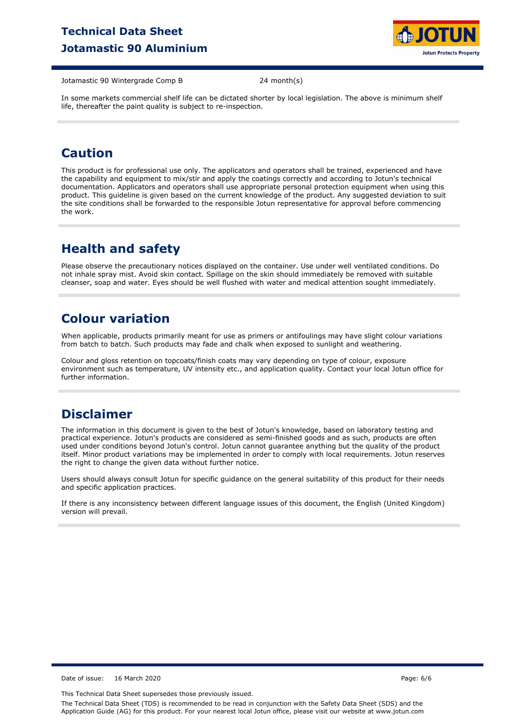| | |
|---|---|
| Jotamastic 90 Wintergrade Comp B | 24 month(s) |

In some markets commercial shelf life can be dictated shorter by local legislation. The above is minimum shelf life, thereafter the paint quality is subject to re-inspection.

## Caution

This product is for professional use only. The applicators and operators shall be trained, experienced and have the capability and equipment to mix/stir and apply the coatings correctly and according to Jotun's technical documentation. Applicators and operators shall use appropriate personal protection equipment when using this product. This guideline is given based on the current knowledge of the product. Any suggested deviation to suit the site conditions shall be forwarded to the responsible Jotun representative for approval before commencing the work.

## Health and safety

Please observe the precautionary notices displayed on the container. Use under well ventilated conditions. Do not inhale spray mist. Avoid skin contact. Spillage on the skin should immediately be removed with suitable cleanser, soap and water. Eyes should be well flushed with water and medical attention sought immediately.

## Colour variation

When applicable, products primarily meant for use as primers or antifoulings may have slight colour variations from batch to batch. Such products may fade and chalk when exposed to sunlight and weathering.

Colour and gloss retention on topcoats/finish coats may vary depending on type of colour, exposure environment such as temperature, UV intensity etc., and application quality. Contact your local Jotun office for further information.

## Disclaimer

The information in this document is given to the best of Jotun's knowledge, based on laboratory testing and practical experience. Jotun's products are considered as semi-finished goods and as such, products are often used under conditions beyond Jotun's control. Jotun cannot guarantee anything but the quality of the product itself. Minor product variations may be implemented in order to comply with local requirements. Jotun reserves the right to change the given data without further notice.

Users should always consult Jotun for specific guidance on the general suitability of this product for their needs and specific application practices.

If there is any inconsistency between different language issues of this document, the English (United Kingdom) version will prevail.

Date of issue: 16 March 2020

This Technical Data Sheet supersedes those previously issued.

The Technical Data Sheet (TDS) is recommended to be read in conjunction with the Safety Data Sheet (SDS) and the Application Guide (AG) for this product. For your nearest local Jotun office, please visit our website at www.jotun.com